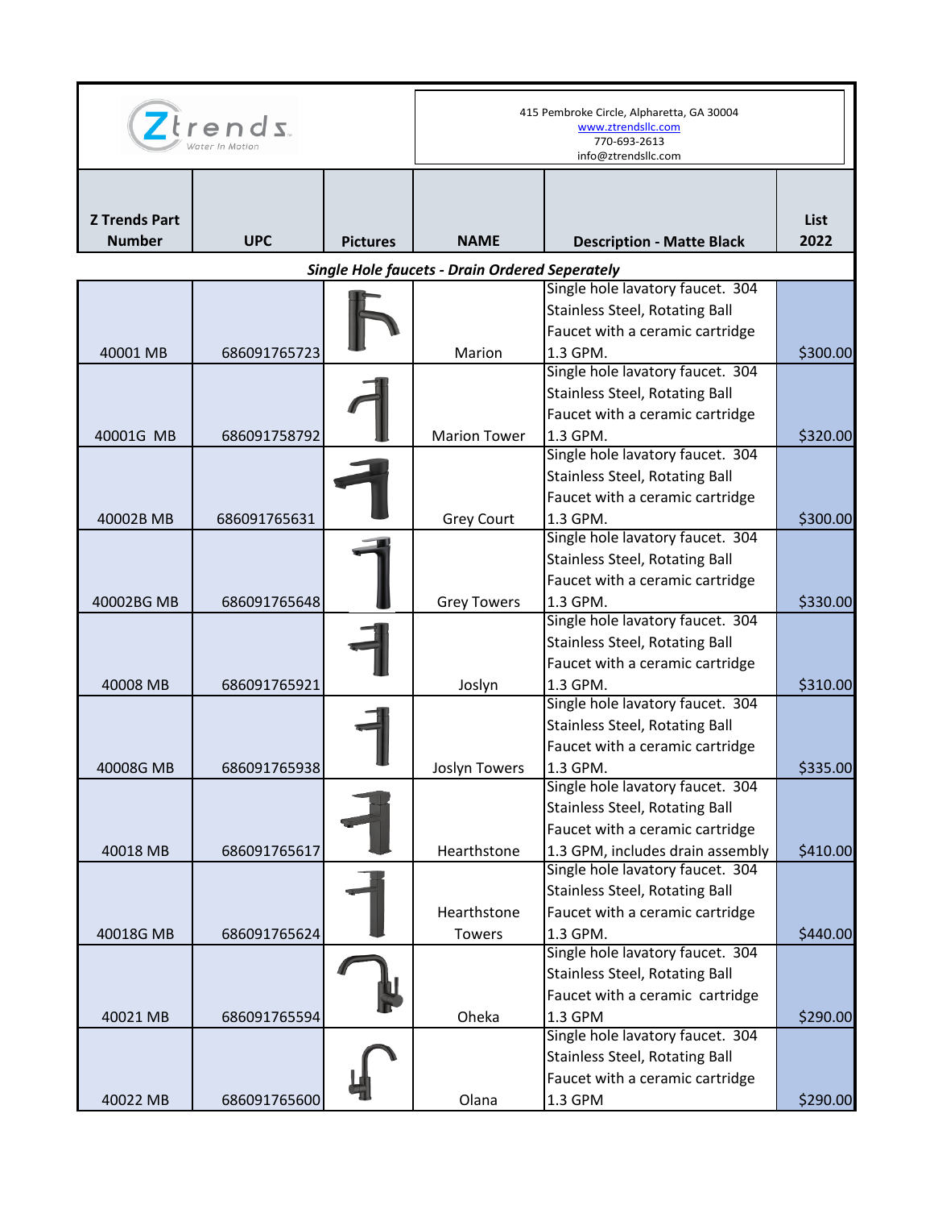Ztrends
Water In Motion

415 Pembroke Circle, Alpharetta, GA 30004
www.ztrendsllc.com
770-693-2613
info@ztrendsllc.com

| Z Trends Part Number | UPC | Pictures | NAME | Description - Matte Black | List 2022 |
|---|---|---|---|---|---|
| ***Single Hole faucets - Drain Ordered Seperately*** | | | | | |
| 40001 MB | 686091765723 | | Marion | Single hole lavatory faucet. 304 Stainless Steel, Rotating Ball Faucet with a ceramic cartridge 1.3 GPM. | $300.00 |
| 40001G MB | 686091758792 | | Marion Tower | Single hole lavatory faucet. 304 Stainless Steel, Rotating Ball Faucet with a ceramic cartridge 1.3 GPM. | $320.00 |
| 40002B MB | 686091765631 | | Grey Court | Single hole lavatory faucet. 304 Stainless Steel, Rotating Ball Faucet with a ceramic cartridge 1.3 GPM. | $300.00 |
| 40002BG MB | 686091765648 | | Grey Towers | Single hole lavatory faucet. 304 Stainless Steel, Rotating Ball Faucet with a ceramic cartridge 1.3 GPM. | $330.00 |
| 40008 MB | 686091765921 | | Joslyn | Single hole lavatory faucet. 304 Stainless Steel, Rotating Ball Faucet with a ceramic cartridge 1.3 GPM. | $310.00 |
| 40008G MB | 686091765938 | | Joslyn Towers | Single hole lavatory faucet. 304 Stainless Steel, Rotating Ball Faucet with a ceramic cartridge 1.3 GPM. | $335.00 |
| 40018 MB | 686091765617 | | Hearthstone | Single hole lavatory faucet. 304 Stainless Steel, Rotating Ball Faucet with a ceramic cartridge 1.3 GPM, includes drain assembly | $410.00 |
| 40018G MB | 686091765624 | | Hearthstone Towers | Single hole lavatory faucet. 304 Stainless Steel, Rotating Ball Faucet with a ceramic cartridge 1.3 GPM. | $440.00 |
| 40021 MB | 686091765594 | | Oheka | Single hole lavatory faucet. 304 Stainless Steel, Rotating Ball Faucet with a ceramic cartridge 1.3 GPM | $290.00 |
| 40022 MB | 686091765600 | | Olana | Single hole lavatory faucet. 304 Stainless Steel, Rotating Ball Faucet with a ceramic cartridge 1.3 GPM | $290.00 |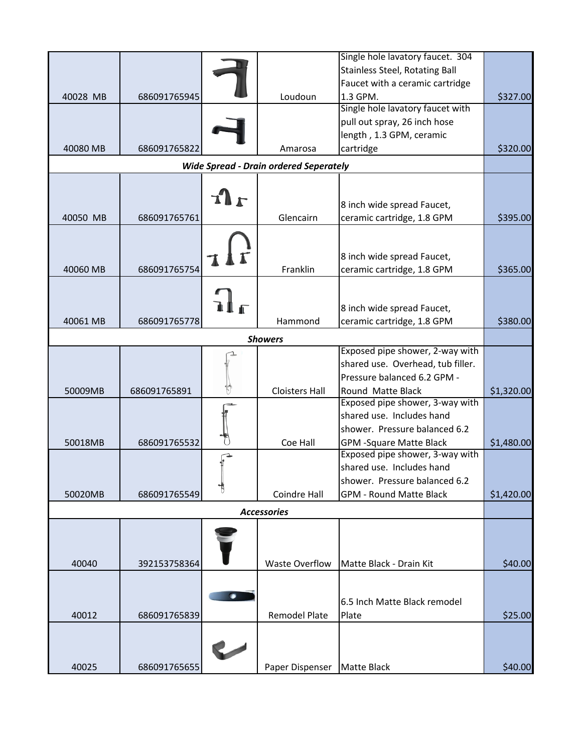| | | | | | |
|---|---|---|---|---|---|
| 40028 MB | 686091765945 | | Loudoun | Single hole lavatory faucet. 304 Stainless Steel, Rotating Ball Faucet with a ceramic cartridge 1.3 GPM. | $327.00 |
| 40080 MB | 686091765822 | | Amarosa | Single hole lavatory faucet with pull out spray, 26 inch hose length , 1.3 GPM, ceramic cartridge | $320.00 |
| | | | ***Wide Spread - Drain ordered Seperately*** | | |
| 40050 MB | 686091765761 | | Glencairn | 8 inch wide spread Faucet, ceramic cartridge, 1.8 GPM | $395.00 |
| 40060 MB | 686091765754 | | Franklin | 8 inch wide spread Faucet, ceramic cartridge, 1.8 GPM | $365.00 |
| 40061 MB | 686091765778 | | Hammond | 8 inch wide spread Faucet, ceramic cartridge, 1.8 GPM | $380.00 |
| | | | ***Showers*** | | |
| 50009MB | 686091765891 | | Cloisters Hall | Exposed pipe shower, 2-way with shared use. Overhead, tub filler. Pressure balanced 6.2 GPM - Round Matte Black | $1,320.00 |
| 50018MB | 686091765532 | | Coe Hall | Exposed pipe shower, 3-way with shared use. Includes hand shower. Pressure balanced 6.2 GPM -Square Matte Black | $1,480.00 |
| 50020MB | 686091765549 | | Coindre Hall | Exposed pipe shower, 3-way with shared use. Includes hand shower. Pressure balanced 6.2 GPM - Round Matte Black | $1,420.00 |
| | | | ***Accessories*** | | |
| 40040 | 392153758364 | | Waste Overflow | Matte Black - Drain Kit | $40.00 |
| 40012 | 686091765839 | | Remodel Plate | 6.5 Inch Matte Black remodel Plate | $25.00 |
| 40025 | 686091765655 | | Paper Dispenser | Matte Black | $40.00 |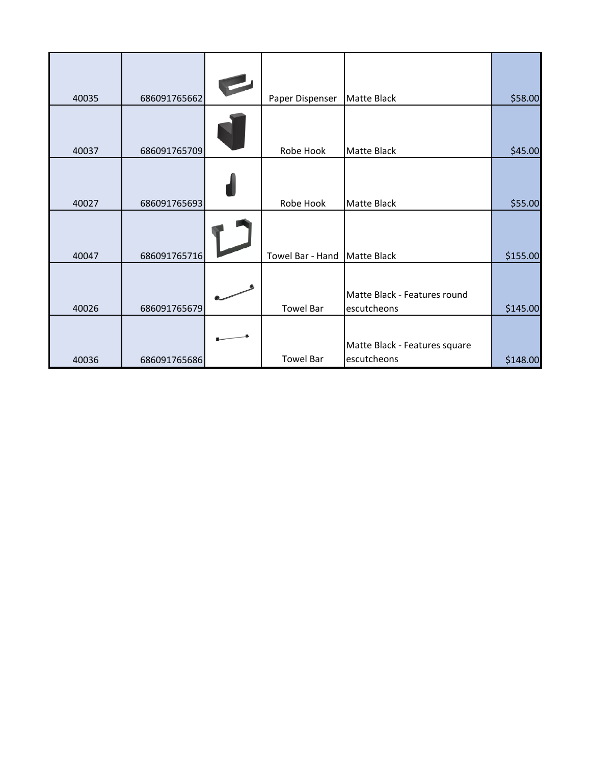| | | | | | |
|---|---|---|---|---|---|
| 40035 | 686091765662 | | Paper Dispenser | Matte Black | $58.00 |
| 40037 | 686091765709 | | Robe Hook | Matte Black | $45.00 |
| 40027 | 686091765693 | | Robe Hook | Matte Black | $55.00 |
| 40047 | 686091765716 | | Towel Bar - Hand | Matte Black | $155.00 |
| 40026 | 686091765679 | | Towel Bar | Matte Black - Features round escutcheons | $145.00 |
| 40036 | 686091765686 | | Towel Bar | Matte Black - Features square escutcheons | $148.00 |